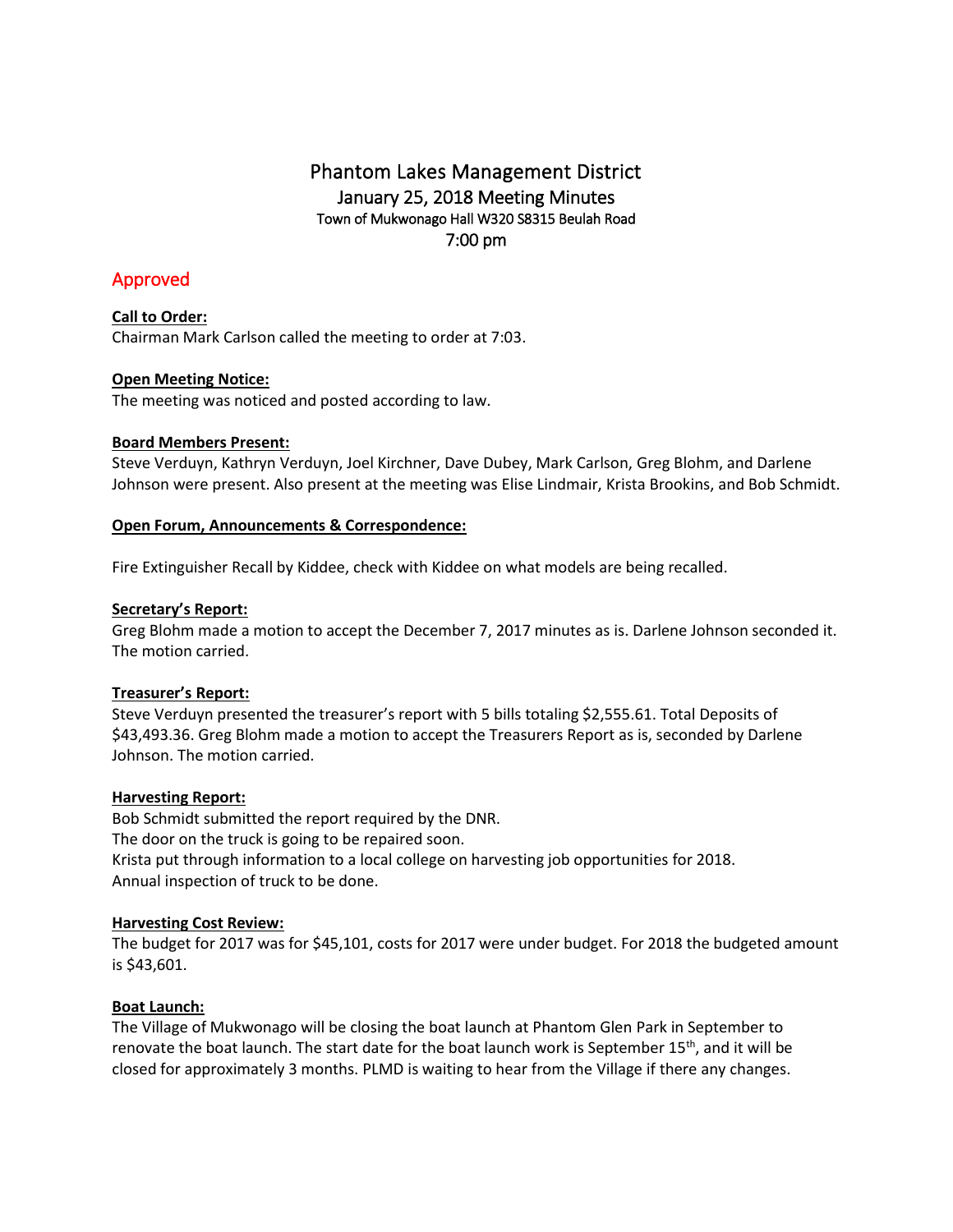# Phantom Lakes Management District

## January 25, 2018 Meeting Minutes

Town of Mukwonago Hall W320 S8315 Beulah Road

7:00 pm

Approved

**Call to Order:**

Chairman Mark Carlson called the meeting to order at 7:03.

**Open Meeting Notice:**

The meeting was noticed and posted according to law.

**Board Members Present:**

Steve Verduyn, Kathryn Verduyn, Joel Kirchner, Dave Dubey, Mark Carlson, Greg Blohm, and Darlene Johnson were present. Also present at the meeting was Elise Lindmair, Krista Brookins, and Bob Schmidt.

**Open Forum, Announcements & Correspondence:**

Fire Extinguisher Recall by Kiddee, check with Kiddee on what models are being recalled.

**Secretary's Report:**

Greg Blohm made a motion to accept the December 7, 2017 minutes as is. Darlene Johnson seconded it. The motion carried.

**Treasurer's Report:**

Steve Verduyn presented the treasurer's report with 5 bills totaling $2,555.61. Total Deposits of $43,493.36. Greg Blohm made a motion to accept the Treasurers Report as is, seconded by Darlene Johnson. The motion carried.

**Harvesting Report:**

Bob Schmidt submitted the report required by the DNR.
The door on the truck is going to be repaired soon.
Krista put through information to a local college on harvesting job opportunities for 2018.
Annual inspection of truck to be done.

**Harvesting Cost Review:**

The budget for 2017 was for $45,101, costs for 2017 were under budget. For 2018 the budgeted amount is $43,601.

**Boat Launch:**

The Village of Mukwonago will be closing the boat launch at Phantom Glen Park in September to renovate the boat launch. The start date for the boat launch work is September 15th, and it will be closed for approximately 3 months. PLMD is waiting to hear from the Village if there any changes.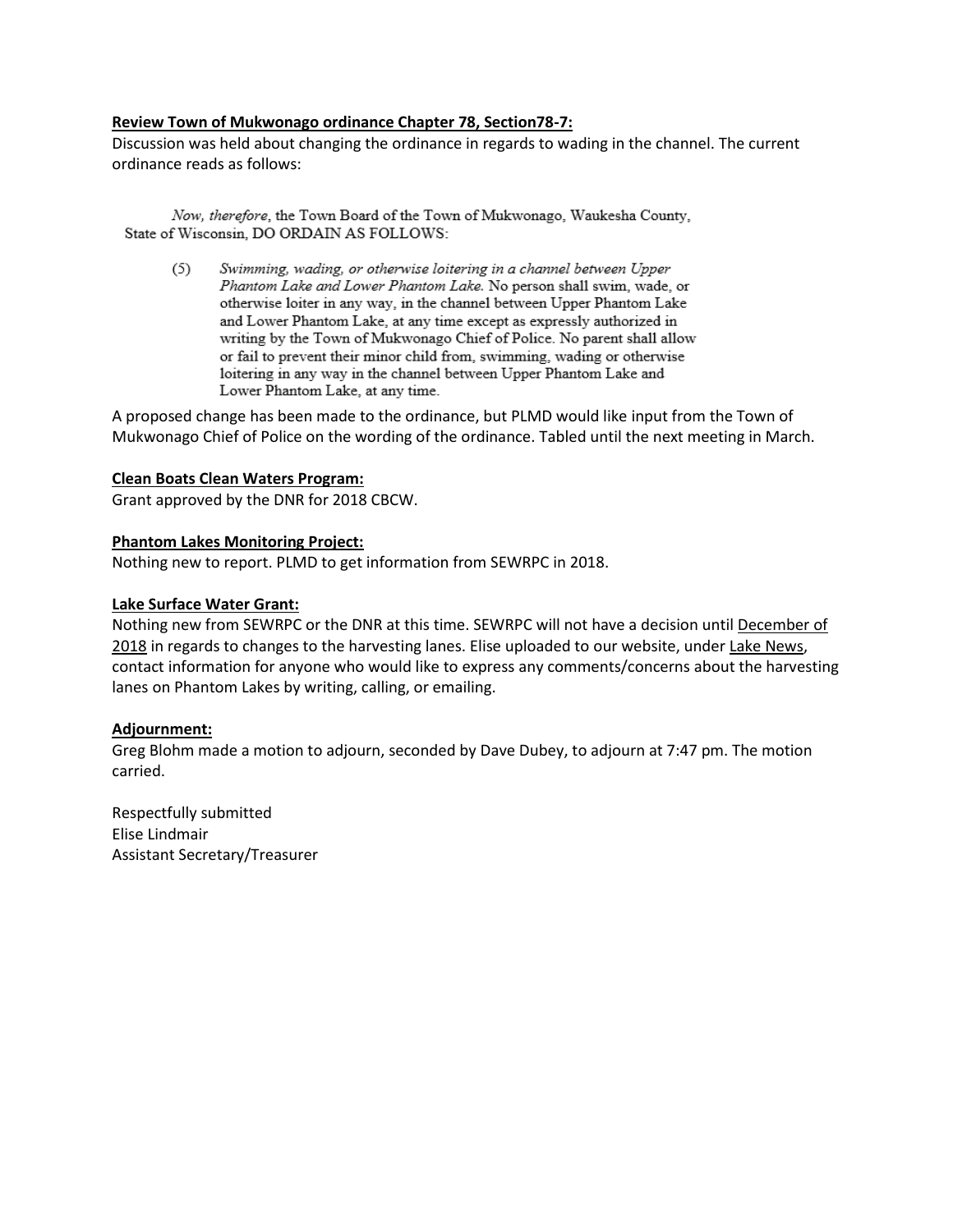**Review Town of Mukwonago ordinance Chapter 78, Section78-7:**

Discussion was held about changing the ordinance in regards to wading in the channel. The current ordinance reads as follows:

> *Now, therefore*, the Town Board of the Town of Mukwonago, Waukesha County, State of Wisconsin, DO ORDAIN AS FOLLOWS:
>
> (5) *Swimming, wading, or otherwise loitering in a channel between Upper Phantom Lake and Lower Phantom Lake.* No person shall swim, wade, or otherwise loiter in any way, in the channel between Upper Phantom Lake and Lower Phantom Lake, at any time except as expressly authorized in writing by the Town of Mukwonago Chief of Police. No parent shall allow or fail to prevent their minor child from, swimming, wading or otherwise loitering in any way in the channel between Upper Phantom Lake and Lower Phantom Lake, at any time.

A proposed change has been made to the ordinance, but PLMD would like input from the Town of Mukwonago Chief of Police on the wording of the ordinance. Tabled until the next meeting in March.

**Clean Boats Clean Waters Program:**

Grant approved by the DNR for 2018 CBCW.

**Phantom Lakes Monitoring Project:**

Nothing new to report. PLMD to get information from SEWRPC in 2018.

**Lake Surface Water Grant:**

Nothing new from SEWRPC or the DNR at this time. SEWRPC will not have a decision until December of 2018 in regards to changes to the harvesting lanes. Elise uploaded to our website, under Lake News, contact information for anyone who would like to express any comments/concerns about the harvesting lanes on Phantom Lakes by writing, calling, or emailing.

**Adjournment:**

Greg Blohm made a motion to adjourn, seconded by Dave Dubey, to adjourn at 7:47 pm. The motion carried.

Respectfully submitted
Elise Lindmair
Assistant Secretary/Treasurer